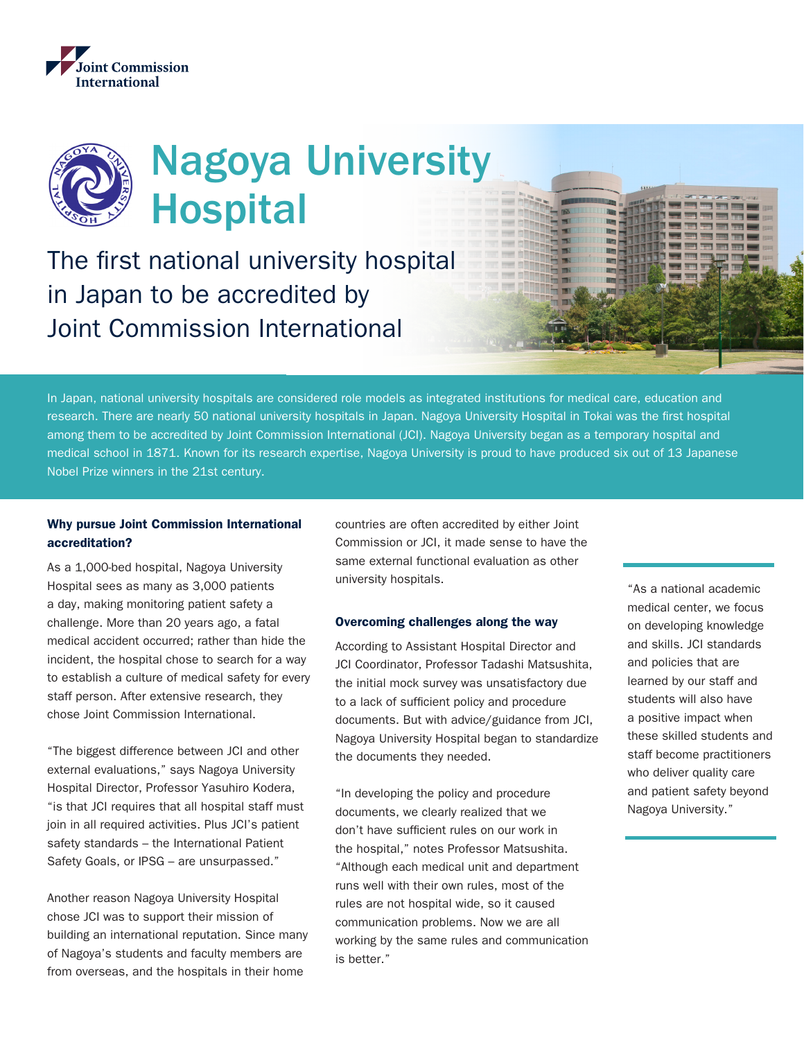Joint Commission International

# Nagoya University Hospital

## The first national university hospital in Japan to be accredited by Joint Commission International

In Japan, national university hospitals are considered role models as integrated institutions for medical care, education and research. There are nearly 50 national university hospitals in Japan. Nagoya University Hospital in Tokai was the first hospital among them to be accredited by Joint Commission International (JCI). Nagoya University began as a temporary hospital and medical school in 1871. Known for its research expertise, Nagoya University is proud to have produced six out of 13 Japanese Nobel Prize winners in the 21st century.

### Why pursue Joint Commission International accreditation?

As a 1,000-bed hospital, Nagoya University Hospital sees as many as 3,000 patients a day, making monitoring patient safety a challenge. More than 20 years ago, a fatal medical accident occurred; rather than hide the incident, the hospital chose to search for a way to establish a culture of medical safety for every staff person. After extensive research, they chose Joint Commission International.

"The biggest difference between JCI and other external evaluations," says Nagoya University Hospital Director, Professor Yasuhiro Kodera, "is that JCI requires that all hospital staff must join in all required activities. Plus JCI's patient safety standards – the International Patient Safety Goals, or IPSG – are unsurpassed."

Another reason Nagoya University Hospital chose JCI was to support their mission of building an international reputation. Since many of Nagoya's students and faculty members are from overseas, and the hospitals in their home countries are often accredited by either Joint Commission or JCI, it made sense to have the same external functional evaluation as other university hospitals.

### Overcoming challenges along the way

According to Assistant Hospital Director and JCI Coordinator, Professor Tadashi Matsushita, the initial mock survey was unsatisfactory due to a lack of sufficient policy and procedure documents. But with advice/guidance from JCI, Nagoya University Hospital began to standardize the documents they needed.

"In developing the policy and procedure documents, we clearly realized that we don't have sufficient rules on our work in the hospital," notes Professor Matsushita. "Although each medical unit and department runs well with their own rules, most of the rules are not hospital wide, so it caused communication problems. Now we are all working by the same rules and communication is better."

"As a national academic medical center, we focus on developing knowledge and skills. JCI standards and policies that are learned by our staff and students will also have a positive impact when these skilled students and staff become practitioners who deliver quality care and patient safety beyond Nagoya University."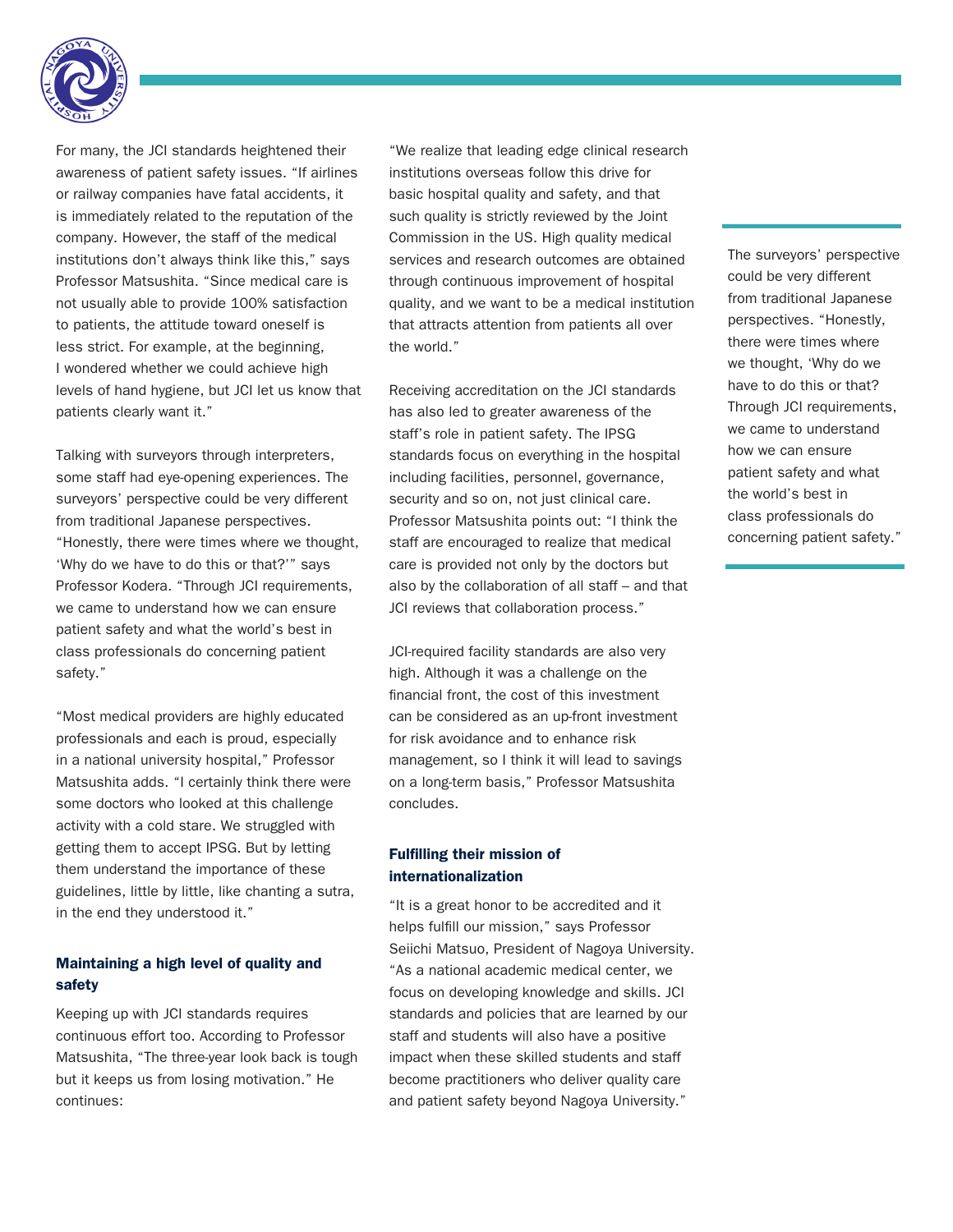For many, the JCI standards heightened their awareness of patient safety issues. "If airlines or railway companies have fatal accidents, it is immediately related to the reputation of the company. However, the staff of the medical institutions don't always think like this," says Professor Matsushita. "Since medical care is not usually able to provide 100% satisfaction to patients, the attitude toward oneself is less strict. For example, at the beginning, I wondered whether we could achieve high levels of hand hygiene, but JCI let us know that patients clearly want it."

Talking with surveyors through interpreters, some staff had eye-opening experiences. The surveyors' perspective could be very different from traditional Japanese perspectives. "Honestly, there were times where we thought, 'Why do we have to do this or that?'" says Professor Kodera. "Through JCI requirements, we came to understand how we can ensure patient safety and what the world's best in class professionals do concerning patient safety."

"Most medical providers are highly educated professionals and each is proud, especially in a national university hospital," Professor Matsushita adds. "I certainly think there were some doctors who looked at this challenge activity with a cold stare. We struggled with getting them to accept IPSG. But by letting them understand the importance of these guidelines, little by little, like chanting a sutra, in the end they understood it."

### Maintaining a high level of quality and safety

Keeping up with JCI standards requires continuous effort too. According to Professor Matsushita, "The three-year look back is tough but it keeps us from losing motivation." He continues:

"We realize that leading edge clinical research institutions overseas follow this drive for basic hospital quality and safety, and that such quality is strictly reviewed by the Joint Commission in the US. High quality medical services and research outcomes are obtained through continuous improvement of hospital quality, and we want to be a medical institution that attracts attention from patients all over the world."

Receiving accreditation on the JCI standards has also led to greater awareness of the staff's role in patient safety. The IPSG standards focus on everything in the hospital including facilities, personnel, governance, security and so on, not just clinical care. Professor Matsushita points out: "I think the staff are encouraged to realize that medical care is provided not only by the doctors but also by the collaboration of all staff – and that JCI reviews that collaboration process."

JCI-required facility standards are also very high. Although it was a challenge on the financial front, the cost of this investment can be considered as an up-front investment for risk avoidance and to enhance risk management, so I think it will lead to savings on a long-term basis," Professor Matsushita concludes.

### Fulfilling their mission of internationalization

"It is a great honor to be accredited and it helps fulfill our mission," says Professor Seiichi Matsuo, President of Nagoya University. "As a national academic medical center, we focus on developing knowledge and skills. JCI standards and policies that are learned by our staff and students will also have a positive impact when these skilled students and staff become practitioners who deliver quality care and patient safety beyond Nagoya University."

> The surveyors' perspective could be very different from traditional Japanese perspectives. "Honestly, there were times where we thought, 'Why do we have to do this or that? Through JCI requirements, we came to understand how we can ensure patient safety and what the world's best in class professionals do concerning patient safety."